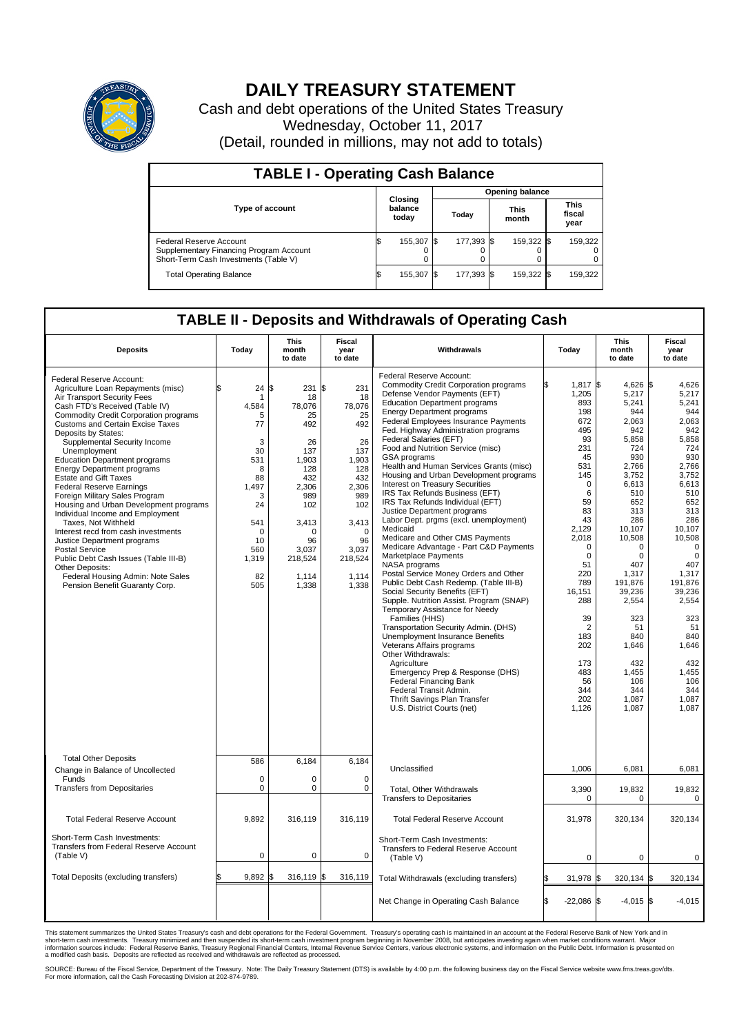# DAILY TREASURY STATEMENT

Cash and debt operations of the United States Treasury

Wednesday, October 11, 2017

(Detail, rounded in millions, may not add to totals)

## TABLE I - Operating Cash Balance

| Type of account | Closing balance today | Opening balance Today | Opening balance This month | Opening balance This fiscal year |
|---|---|---|---|---|
| Federal Reserve Account | $ 155,307 | $ 177,393 | $ 159,322 | $ 159,322 |
| Supplementary Financing Program Account | 0 | 0 | 0 | 0 |
| Short-Term Cash Investments (Table V) | 0 | 0 | 0 | 0 |
| Total Operating Balance | $ 155,307 | $ 177,393 | $ 159,322 | $ 159,322 |

## TABLE II - Deposits and Withdrawals of Operating Cash

| Deposits | Today | This month to date | Fiscal year to date |
|---|---|---|---|
| Federal Reserve Account: | | | |
| Agriculture Loan Repayments (misc) | $ 24 | $ 231 | $ 231 |
| Air Transport Security Fees | 1 | 18 | 18 |
| Cash FTD's Received (Table IV) | 4,584 | 78,076 | 78,076 |
| Commodity Credit Corporation programs | 5 | 25 | 25 |
| Customs and Certain Excise Taxes | 77 | 492 | 492 |
| Deposits by States: | | | |
| Supplemental Security Income | 3 | 26 | 26 |
| Unemployment | 30 | 137 | 137 |
| Education Department programs | 531 | 1,903 | 1,903 |
| Energy Department programs | 8 | 128 | 128 |
| Estate and Gift Taxes | 88 | 432 | 432 |
| Federal Reserve Earnings | 1,497 | 2,306 | 2,306 |
| Foreign Military Sales Program | 3 | 989 | 989 |
| Housing and Urban Development programs | 24 | 102 | 102 |
| Individual Income and Employment Taxes, Not Withheld | 541 | 3,413 | 3,413 |
| Interest recd from cash investments | 0 | 0 | 0 |
| Justice Department programs | 10 | 96 | 96 |
| Postal Service | 560 | 3,037 | 3,037 |
| Public Debt Cash Issues (Table III-B) | 1,319 | 218,524 | 218,524 |
| Other Deposits: | | | |
| Federal Housing Admin: Note Sales | 82 | 1,114 | 1,114 |
| Pension Benefit Guaranty Corp. | 505 | 1,338 | 1,338 |
| Total Other Deposits | 586 | 6,184 | 6,184 |
| Change in Balance of Uncollected Funds | 0 | 0 | 0 |
| Transfers from Depositaries | 0 | 0 | 0 |
| Total Federal Reserve Account | 9,892 | 316,119 | 316,119 |
| Short-Term Cash Investments: Transfers from Federal Reserve Account (Table V) | 0 | 0 | 0 |
| Total Deposits (excluding transfers) | $ 9,892 | $ 316,119 | $ 316,119 |

| Withdrawals | Today | This month to date | Fiscal year to date |
|---|---|---|---|
| Federal Reserve Account: | | | |
| Commodity Credit Corporation programs | $ 1,817 | $ 4,626 | $ 4,626 |
| Defense Vendor Payments (EFT) | 1,205 | 5,217 | 5,217 |
| Education Department programs | 893 | 5,241 | 5,241 |
| Energy Department programs | 198 | 944 | 944 |
| Federal Employees Insurance Payments | 672 | 2,063 | 2,063 |
| Fed. Highway Administration programs | 495 | 942 | 942 |
| Federal Salaries (EFT) | 93 | 5,858 | 5,858 |
| Food and Nutrition Service (misc) | 231 | 724 | 724 |
| GSA programs | 45 | 930 | 930 |
| Health and Human Services Grants (misc) | 531 | 2,766 | 2,766 |
| Housing and Urban Development programs | 145 | 3,752 | 3,752 |
| Interest on Treasury Securities | 0 | 6,613 | 6,613 |
| IRS Tax Refunds Business (EFT) | 6 | 510 | 510 |
| IRS Tax Refunds Individual (EFT) | 59 | 652 | 652 |
| Justice Department programs | 83 | 313 | 313 |
| Labor Dept. prgms (excl. unemployment) | 43 | 286 | 286 |
| Medicaid | 2,129 | 10,107 | 10,107 |
| Medicare and Other CMS Payments | 2,018 | 10,508 | 10,508 |
| Medicare Advantage - Part C&D Payments | 0 | 0 | 0 |
| Marketplace Payments | 0 | 0 | 0 |
| NASA programs | 51 | 407 | 407 |
| Postal Service Money Orders and Other | 220 | 1,317 | 1,317 |
| Public Debt Cash Redemp. (Table III-B) | 789 | 191,876 | 191,876 |
| Social Security Benefits (EFT) | 16,151 | 39,236 | 39,236 |
| Supple. Nutrition Assist. Program (SNAP) | 288 | 2,554 | 2,554 |
| Temporary Assistance for Needy Families (HHS) | 39 | 323 | 323 |
| Transportation Security Admin. (DHS) | 2 | 51 | 51 |
| Unemployment Insurance Benefits | 183 | 840 | 840 |
| Veterans Affairs programs | 202 | 1,646 | 1,646 |
| Other Withdrawals: | | | |
| Agriculture | 173 | 432 | 432 |
| Emergency Prep & Response (DHS) | 483 | 1,455 | 1,455 |
| Federal Financing Bank | 56 | 106 | 106 |
| Federal Transit Admin. | 344 | 344 | 344 |
| Thrift Savings Plan Transfer | 202 | 1,087 | 1,087 |
| U.S. District Courts (net) | 1,126 | 1,087 | 1,087 |
| Unclassified | 1,006 | 6,081 | 6,081 |
| Total, Other Withdrawals | 3,390 | 19,832 | 19,832 |
| Transfers to Depositaries | 0 | 0 | 0 |
| Total Federal Reserve Account | 31,978 | 320,134 | 320,134 |
| Short-Term Cash Investments: Transfers to Federal Reserve Account (Table V) | 0 | 0 | 0 |
| Total Withdrawals (excluding transfers) | $ 31,978 | $ 320,134 | $ 320,134 |
| Net Change in Operating Cash Balance | $ -22,086 | $ -4,015 | $ -4,015 |

This statement summarizes the United States Treasury's cash and debt operations for the Federal Government. Treasury's operating cash is maintained in an account at the Federal Reserve Bank of New York and in short-term cash investments. Treasury minimized and then suspended its short-term cash investment program beginning in November 2008, but anticipates investing again when market conditions warrant. Major information sources include: Federal Reserve Banks, Treasury Regional Financial Centers, Internal Revenue Service Centers, various electronic systems, and information on the Public Debt. Information is presented on a modified cash basis. Deposits are reflected as received and withdrawals are reflected as processed.

SOURCE: Bureau of the Fiscal Service, Department of the Treasury. Note: The Daily Treasury Statement (DTS) is available by 4:00 p.m. the following business day on the Fiscal Service website www.fms.treas.gov/dts. For more information, call the Cash Forecasting Division at 202-874-9789.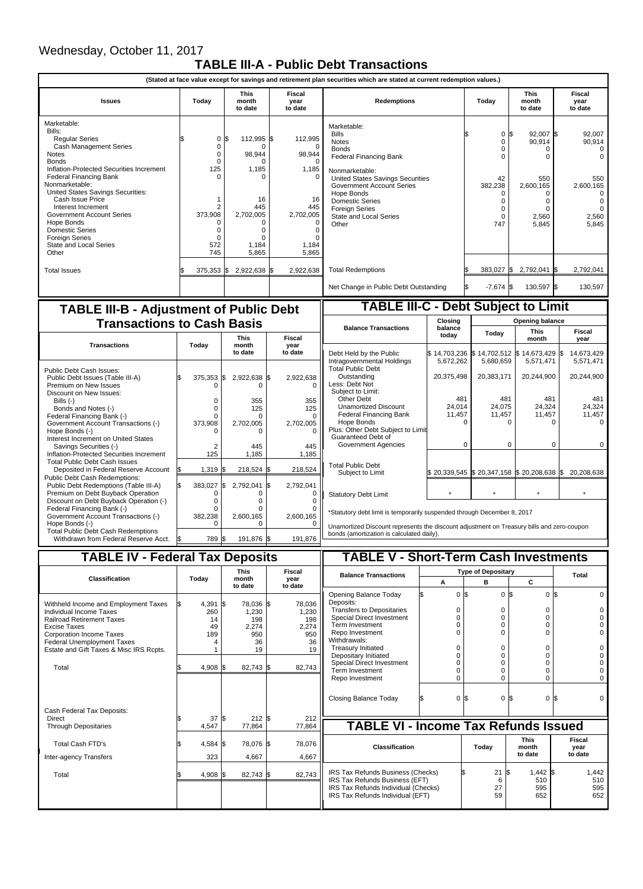Wednesday, October 11, 2017

# TABLE III-A - Public Debt Transactions

(Stated at face value except for savings and retirement plan securities which are stated at current redemption values.)

| Issues | Today | This month to date | Fiscal year to date |
|---|---|---|---|
| Marketable: | | | |
| Bills: | | | |
| Regular Series | $ 0 | $ 112,995 | $ 112,995 |
| Cash Management Series | 0 | 0 | 0 |
| Notes | 0 | 98,944 | 98,944 |
| Bonds | 0 | 0 | 0 |
| Inflation-Protected Securities Increment | 125 | 1,185 | 1,185 |
| Federal Financing Bank | 0 | 0 | 0 |
| Nonmarketable: | | | |
| United States Savings Securities: | | | |
| Cash Issue Price | 1 | 16 | 16 |
| Interest Increment | 2 | 445 | 445 |
| Government Account Series | 373,908 | 2,702,005 | 2,702,005 |
| Hope Bonds | 0 | 0 | 0 |
| Domestic Series | 0 | 0 | 0 |
| Foreign Series | 0 | 0 | 0 |
| State and Local Series | 572 | 1,184 | 1,184 |
| Other | 745 | 5,865 | 5,865 |
| Total Issues | $ 375,353 | $ 2,922,638 | $ 2,922,638 |

| Redemptions | Today | This month to date | Fiscal year to date |
|---|---|---|---|
| Marketable: | | | |
| Bills | $ 0 | $ 92,007 | $ 92,007 |
| Notes | 0 | 90,914 | 90,914 |
| Bonds | 0 | 0 | 0 |
| Federal Financing Bank | 0 | 0 | 0 |
| Nonmarketable: | | | |
| United States Savings Securities | 42 | 550 | 550 |
| Government Account Series | 382,238 | 2,600,165 | 2,600,165 |
| Hope Bonds | 0 | 0 | 0 |
| Domestic Series | 0 | 0 | 0 |
| Foreign Series | 0 | 0 | 0 |
| State and Local Series | 0 | 2,560 | 2,560 |
| Other | 747 | 5,845 | 5,845 |
| Total Redemptions | $ 383,027 | $ 2,792,041 | $ 2,792,041 |
| Net Change in Public Debt Outstanding | $ -7,674 | $ 130,597 | $ 130,597 |

# TABLE III-B - Adjustment of Public Debt Transactions to Cash Basis

| Transactions | Today | This month to date | Fiscal year to date |
|---|---|---|---|
| Public Debt Cash Issues: | | | |
| Public Debt Issues (Table III-A) | $ 375,353 | $ 2,922,638 | $ 2,922,638 |
| Premium on New Issues | 0 | 0 | 0 |
| Discount on New Issues: | | | |
| Bills (-) | 0 | 355 | 355 |
| Bonds and Notes (-) | 0 | 125 | 125 |
| Federal Financing Bank (-) | 0 | 0 | 0 |
| Government Account Transactions (-) | 373,908 | 2,702,005 | 2,702,005 |
| Hope Bonds (-) | 0 | 0 | 0 |
| Interest Increment on United States Savings Securities (-) | 2 | 445 | 445 |
| Inflation-Protected Securities Increment | 125 | 1,185 | 1,185 |
| Total Public Debt Cash Issues Deposited in Federal Reserve Account | $ 1,319 | $ 218,524 | $ 218,524 |
| Public Debt Cash Redemptions: | | | |
| Public Debt Redemptions (Table III-A) | $ 383,027 | $ 2,792,041 | $ 2,792,041 |
| Premium on Debt Buyback Operation | 0 | 0 | 0 |
| Discount on Debt Buyback Operation (-) | 0 | 0 | 0 |
| Federal Financing Bank (-) | 0 | 0 | 0 |
| Government Account Transactions (-) | 382,238 | 2,600,165 | 2,600,165 |
| Hope Bonds (-) | 0 | 0 | 0 |
| Total Public Debt Cash Redemptions Withdrawn from Federal Reserve Acct. | $ 789 | $ 191,876 | $ 191,876 |

# TABLE III-C - Debt Subject to Limit

| Balance Transactions | Closing balance today | Opening balance Today | Opening balance This month | Opening balance Fiscal year |
|---|---|---|---|---|
| Debt Held by the Public | $ 14,703,236 | $ 14,702,512 | $ 14,673,429 | $ 14,673,429 |
| Intragovernmental Holdings | 5,672,262 | 5,680,659 | 5,571,471 | 5,571,471 |
| Total Public Debt Outstanding | 20,375,498 | 20,383,171 | 20,244,900 | 20,244,900 |
| Less: Debt Not Subject to Limit: | | | | |
| Other Debt | 481 | 481 | 481 | 481 |
| Unamortized Discount | 24,014 | 24,075 | 24,324 | 24,324 |
| Federal Financing Bank | 11,457 | 11,457 | 11,457 | 11,457 |
| Hope Bonds | 0 | 0 | 0 | 0 |
| Plus: Other Debt Subject to Limit Guaranteed Debt of Government Agencies | 0 | 0 | 0 | 0 |
| Total Public Debt Subject to Limit | $ 20,339,545 | $ 20,347,158 | $ 20,208,638 | $ 20,208,638 |
| Statutory Debt Limit | * | * | * | * |

*Statutory debt limit is temporarily suspended through December 8, 2017

Unamortized Discount represents the discount adjustment on Treasury bills and zero-coupon bonds (amortization is calculated daily).

# TABLE IV - Federal Tax Deposits

| Classification | Today | This month to date | Fiscal year to date |
|---|---|---|---|
| Withheld Income and Employment Taxes | $ 4,391 | $ 78,036 | $ 78,036 |
| Individual Income Taxes | 260 | 1,230 | 1,230 |
| Railroad Retirement Taxes | 14 | 198 | 198 |
| Excise Taxes | 49 | 2,274 | 2,274 |
| Corporation Income Taxes | 189 | 950 | 950 |
| Federal Unemployment Taxes | 4 | 36 | 36 |
| Estate and Gift Taxes & Misc IRS Rcpts. | 1 | 19 | 19 |
| Total | $ 4,908 | $ 82,743 | $ 82,743 |
| Cash Federal Tax Deposits: | | | |
| Direct | $ 37 | $ 212 | $ 212 |
| Through Depositaries | 4,547 | 77,864 | 77,864 |
| Total Cash FTD's | $ 4,584 | $ 78,076 | $ 78,076 |
| Inter-agency Transfers | 323 | 4,667 | 4,667 |
| Total | $ 4,908 | $ 82,743 | $ 82,743 |

# TABLE V - Short-Term Cash Investments

| Balance Transactions | Type of Depositary A | Type of Depositary B | Type of Depositary C | Total |
|---|---|---|---|---|
| Opening Balance Today | $ 0 | $ 0 | $ 0 | $ 0 |
| Deposits: | | | | |
| Transfers to Depositaries | 0 | 0 | 0 | 0 |
| Special Direct Investment | 0 | 0 | 0 | 0 |
| Term Investment | 0 | 0 | 0 | 0 |
| Repo Investment | 0 | 0 | 0 | 0 |
| Withdrawals: | | | | |
| Treasury Initiated | 0 | 0 | 0 | 0 |
| Depositary Initiated | 0 | 0 | 0 | 0 |
| Special Direct Investment | 0 | 0 | 0 | 0 |
| Term Investment | 0 | 0 | 0 | 0 |
| Repo Investment | 0 | 0 | 0 | 0 |
| Closing Balance Today | $ 0 | $ 0 | $ 0 | $ 0 |

# TABLE VI - Income Tax Refunds Issued

| Classification | Today | This month to date | Fiscal year to date |
|---|---|---|---|
| IRS Tax Refunds Business (Checks) | $ 21 | $ 1,442 | $ 1,442 |
| IRS Tax Refunds Business (EFT) | 6 | 510 | 510 |
| IRS Tax Refunds Individual (Checks) | 27 | 595 | 595 |
| IRS Tax Refunds Individual (EFT) | 59 | 652 | 652 |